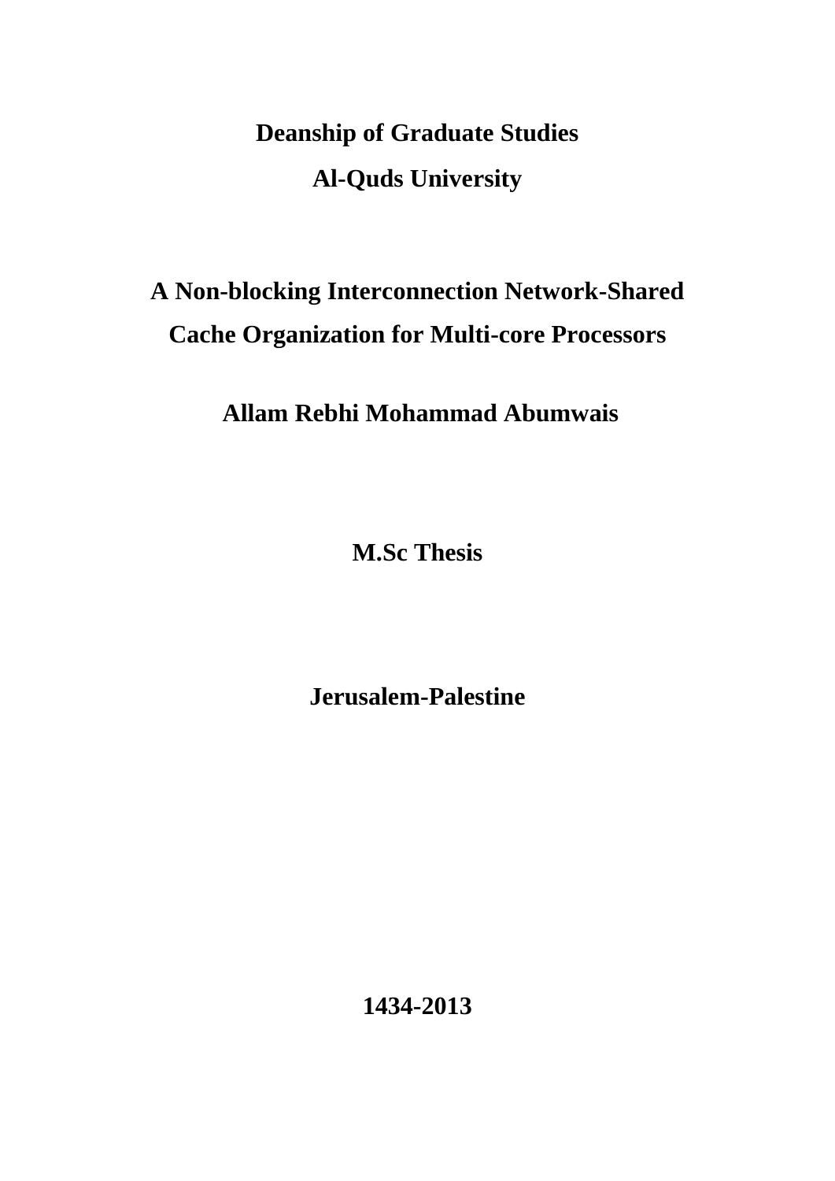**Deanship of Graduate Studies**

**Al-Quds University**

# A Non-blocking Interconnection Network-Shared Cache Organization for Multi-core Processors

**Allam Rebhi Mohammad Abumwais**

**M.Sc Thesis**

**Jerusalem-Palestine**

**1434-2013**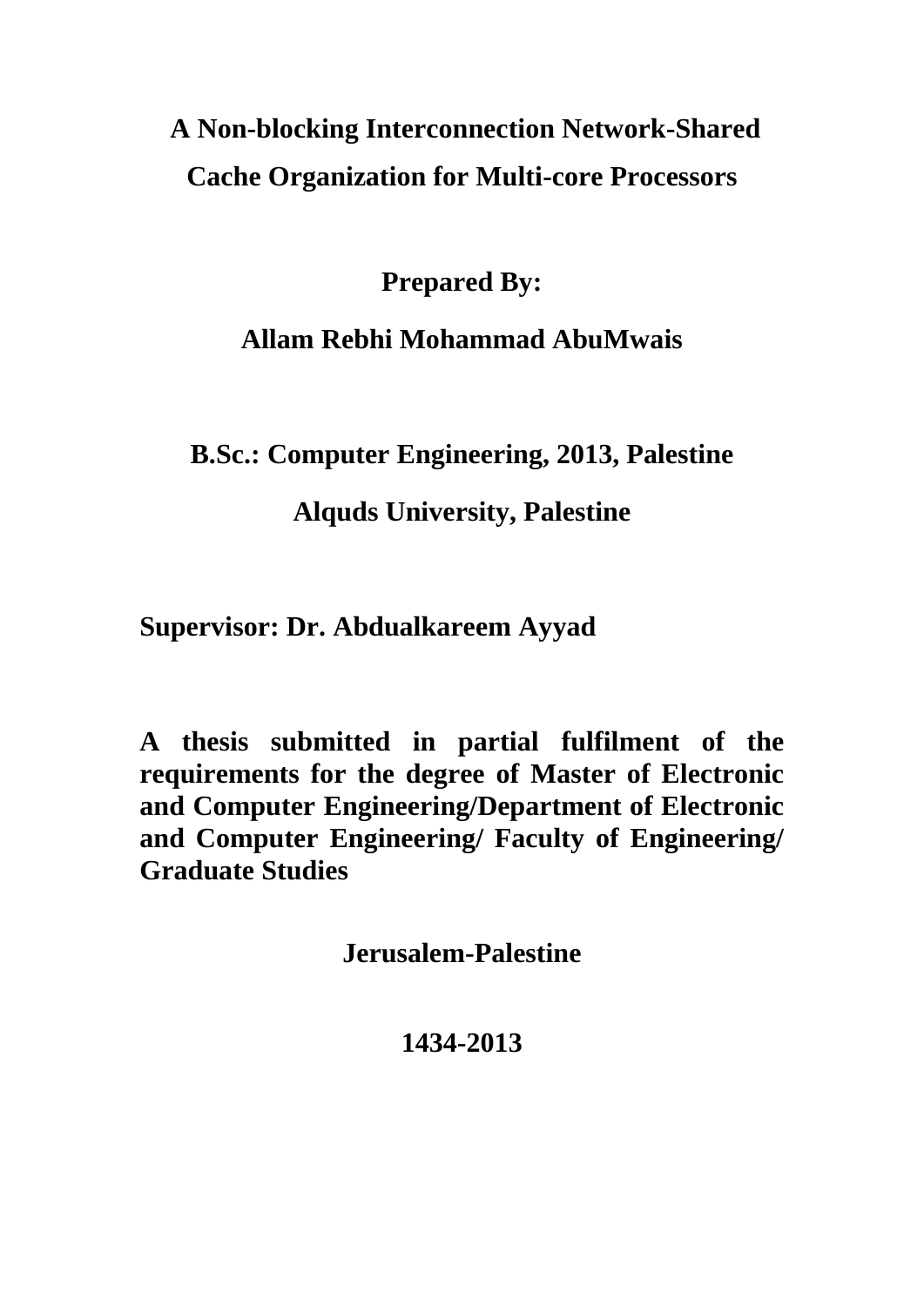# A Non-blocking Interconnection Network-Shared Cache Organization for Multi-core Processors

**Prepared By:**

**Allam Rebhi Mohammad AbuMwais**

**B.Sc.: Computer Engineering, 2013, Palestine**

**Alquds University, Palestine**

**Supervisor: Dr. Abdualkareem Ayyad**

**A thesis submitted in partial fulfilment of the requirements for the degree of Master of Electronic and Computer Engineering/Department of Electronic and Computer Engineering/ Faculty of Engineering/ Graduate Studies**

**Jerusalem-Palestine**

**1434-2013**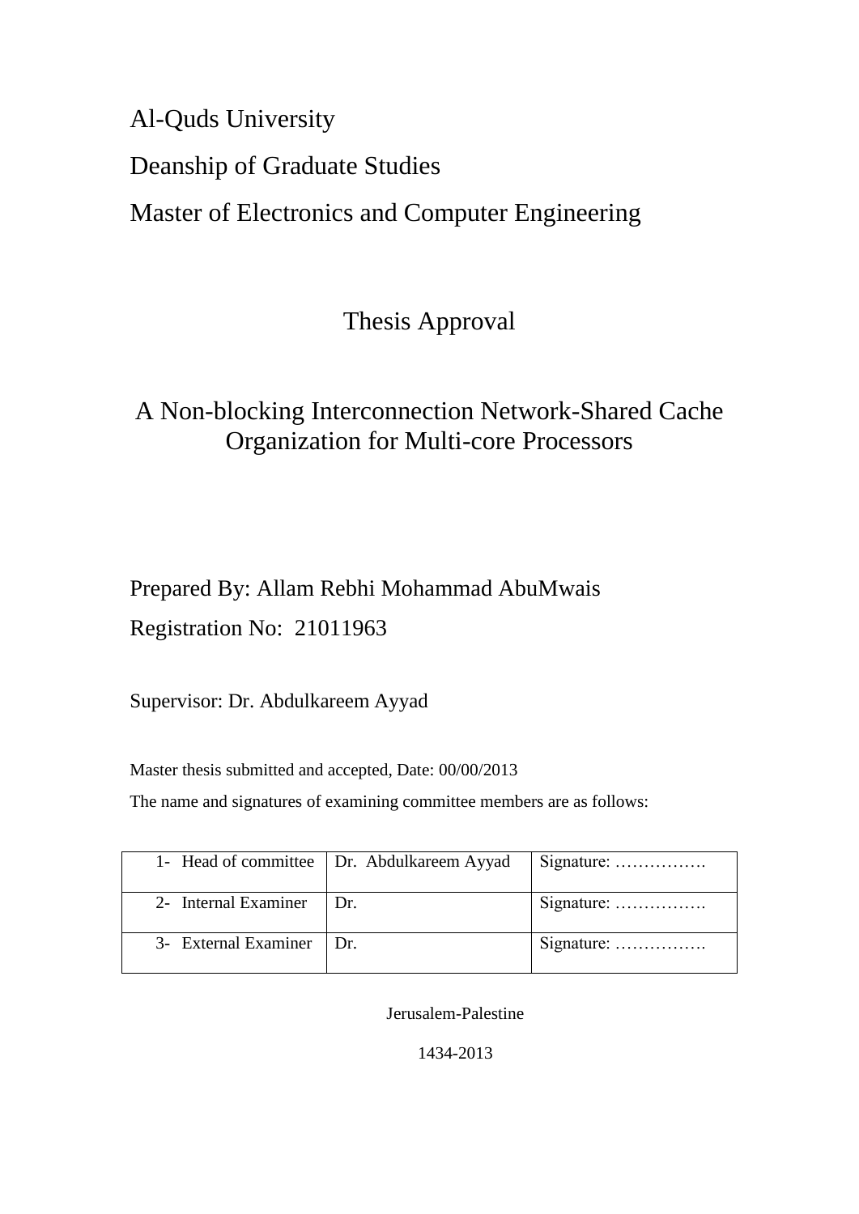Al-Quds University

Deanship of Graduate Studies

Master of Electronics and Computer Engineering

# Thesis Approval

# A Non-blocking Interconnection Network-Shared Cache Organization for Multi-core Processors

Prepared By: Allam Rebhi Mohammad AbuMwais

Registration No: 21011963

Supervisor: Dr. Abdulkareem Ayyad

Master thesis submitted and accepted, Date: 00/00/2013

The name and signatures of examining committee members are as follows:

| | | |
|---|---|---|
| 1- Head of committee | Dr. Abdulkareem Ayyad | Signature: ……………. |
| 2- Internal Examiner | Dr. | Signature: ……………. |
| 3- External Examiner | Dr. | Signature: ……………. |

Jerusalem-Palestine

1434-2013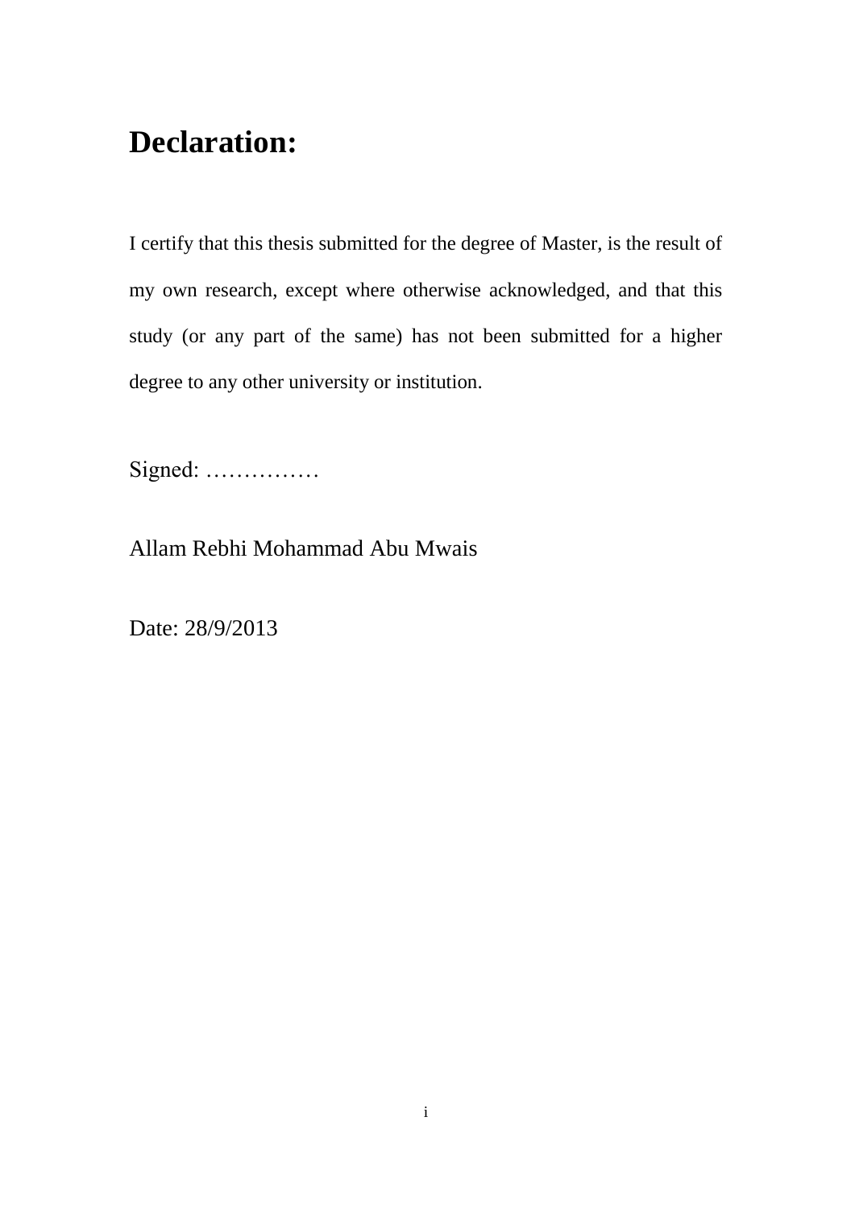# Declaration:

I certify that this thesis submitted for the degree of Master, is the result of my own research, except where otherwise acknowledged, and that this study (or any part of the same) has not been submitted for a higher degree to any other university or institution.

Signed: ……………

Allam Rebhi Mohammad Abu Mwais

Date: 28/9/2013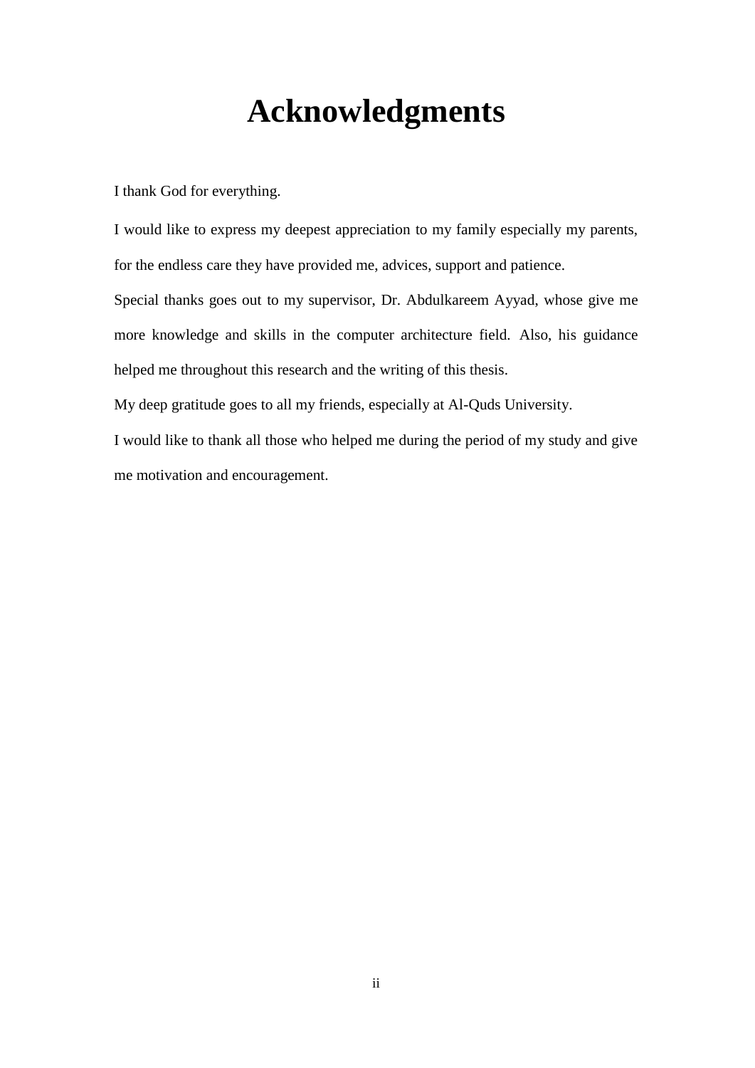# Acknowledgments

I thank God for everything.

I would like to express my deepest appreciation to my family especially my parents, for the endless care they have provided me, advices, support and patience.

Special thanks goes out to my supervisor, Dr. Abdulkareem Ayyad, whose give me more knowledge and skills in the computer architecture field. Also, his guidance helped me throughout this research and the writing of this thesis.

My deep gratitude goes to all my friends, especially at Al-Quds University.

I would like to thank all those who helped me during the period of my study and give me motivation and encouragement.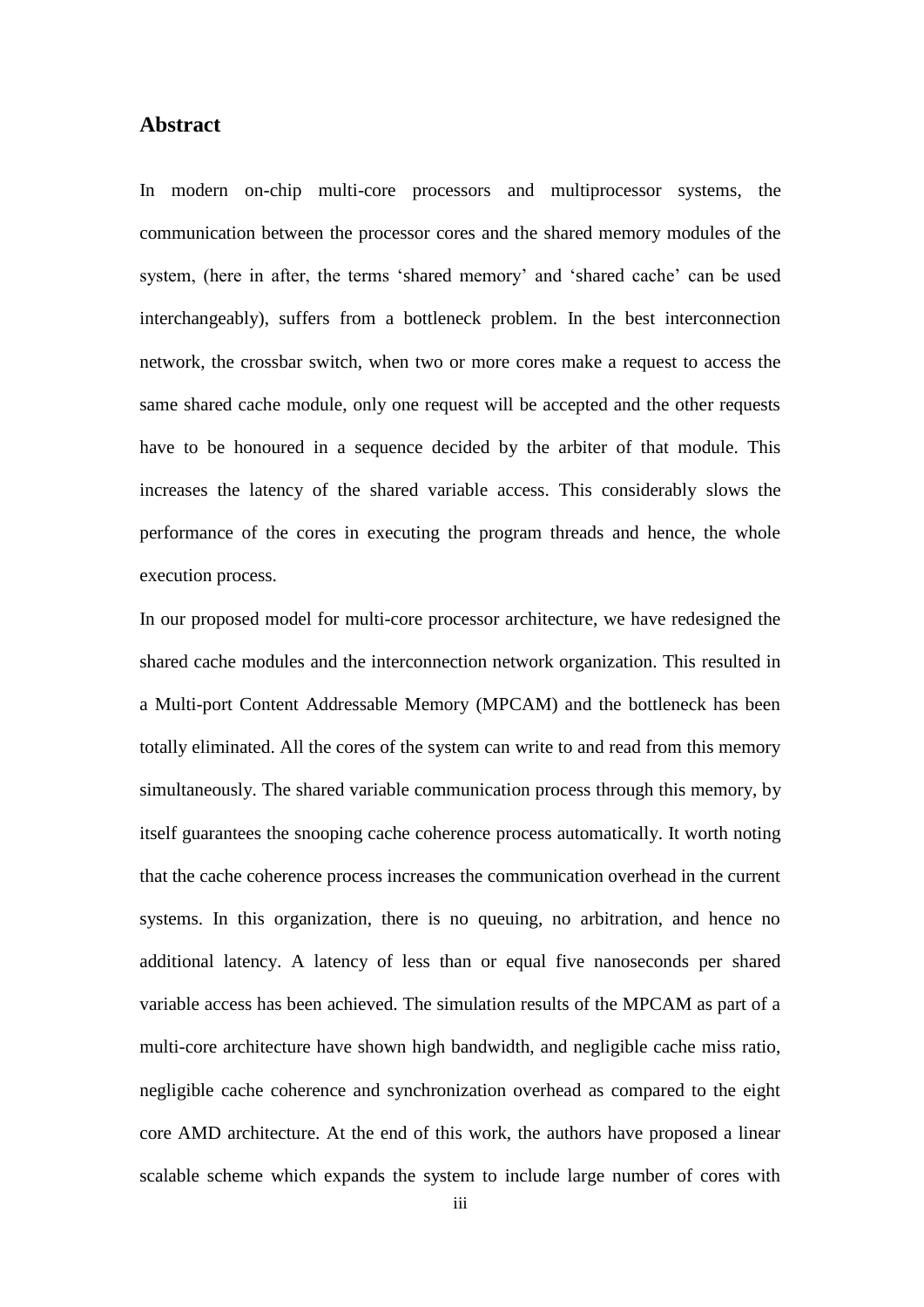## Abstract

In modern on-chip multi-core processors and multiprocessor systems, the communication between the processor cores and the shared memory modules of the system, (here in after, the terms 'shared memory' and 'shared cache' can be used interchangeably), suffers from a bottleneck problem. In the best interconnection network, the crossbar switch, when two or more cores make a request to access the same shared cache module, only one request will be accepted and the other requests have to be honoured in a sequence decided by the arbiter of that module. This increases the latency of the shared variable access. This considerably slows the performance of the cores in executing the program threads and hence, the whole execution process.

In our proposed model for multi-core processor architecture, we have redesigned the shared cache modules and the interconnection network organization. This resulted in a Multi-port Content Addressable Memory (MPCAM) and the bottleneck has been totally eliminated. All the cores of the system can write to and read from this memory simultaneously. The shared variable communication process through this memory, by itself guarantees the snooping cache coherence process automatically. It worth noting that the cache coherence process increases the communication overhead in the current systems. In this organization, there is no queuing, no arbitration, and hence no additional latency. A latency of less than or equal five nanoseconds per shared variable access has been achieved. The simulation results of the MPCAM as part of a multi-core architecture have shown high bandwidth, and negligible cache miss ratio, negligible cache coherence and synchronization overhead as compared to the eight core AMD architecture. At the end of this work, the authors have proposed a linear scalable scheme which expands the system to include large number of cores with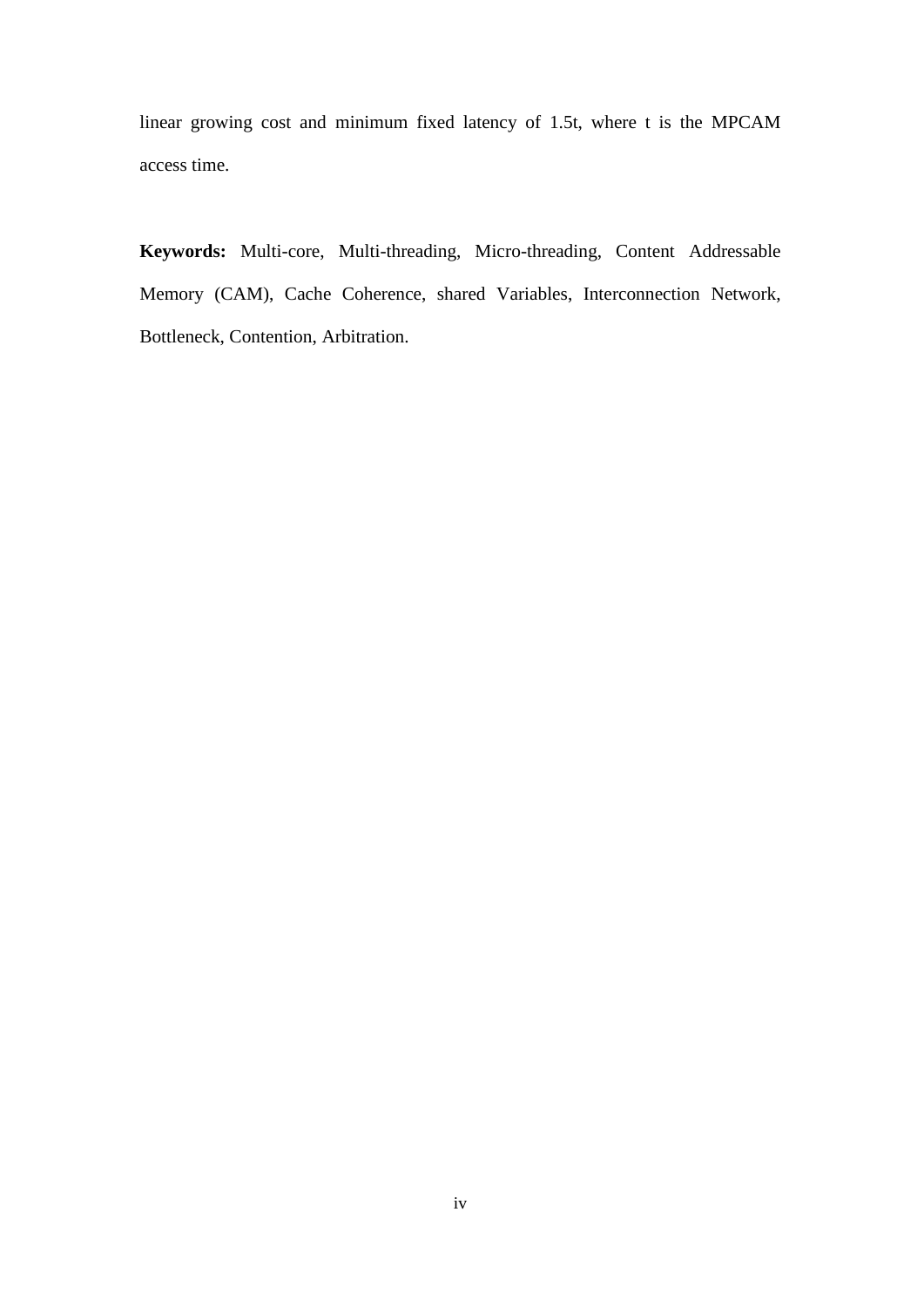linear growing cost and minimum fixed latency of 1.5t, where t is the MPCAM access time.

**Keywords:** Multi-core, Multi-threading, Micro-threading, Content Addressable Memory (CAM), Cache Coherence, shared Variables, Interconnection Network, Bottleneck, Contention, Arbitration.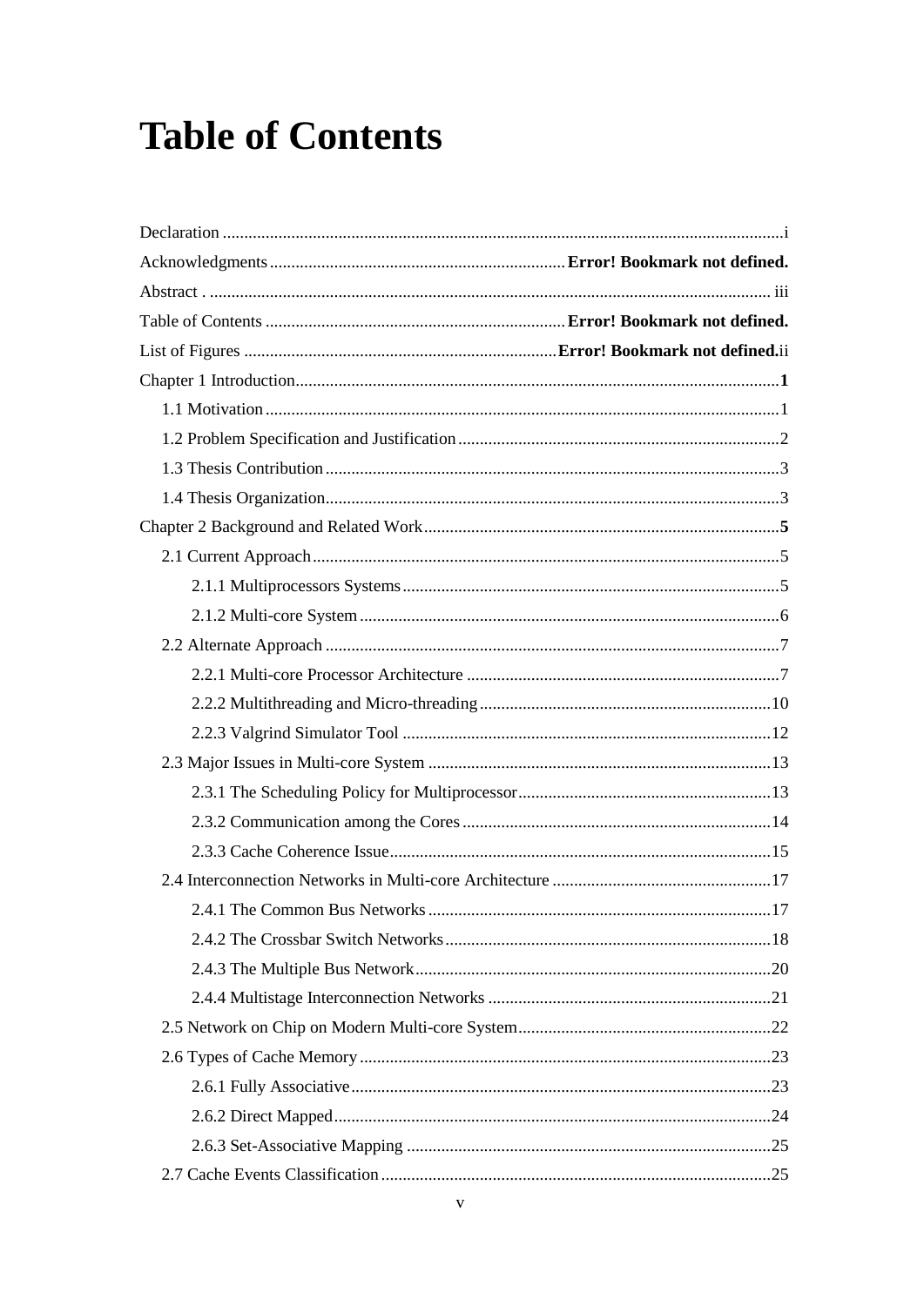# Table of Contents

Declaration ........................................................................................................................i

Acknowledgments .................................................................... **Error! Bookmark not defined.**

Abstract . ......................................................................................................................... iii

Table of Contents ..................................................................... **Error! Bookmark not defined.**

List of Figures .........................................................................**Error! Bookmark not defined.**ii

Chapter 1 Introduction...............................................................................................................**1**

- 1.1 Motivation .......................................................................................................................1
- 1.2 Problem Specification and Justification ..........................................................................2
- 1.3 Thesis Contribution .........................................................................................................3
- 1.4 Thesis Organization.........................................................................................................3

Chapter 2 Background and Related Work...................................................................................**5**

- 2.1 Current Approach ............................................................................................................5
  - 2.1.1 Multiprocessors Systems .......................................................................................5
  - 2.1.2 Multi-core System ..................................................................................................6
- 2.2 Alternate Approach .........................................................................................................7
  - 2.2.1 Multi-core Processor Architecture .........................................................................7
  - 2.2.2 Multithreading and Micro-threading ....................................................................10
  - 2.2.3 Valgrind Simulator Tool .......................................................................................12
- 2.3 Major Issues in Multi-core System .................................................................................13
  - 2.3.1 The Scheduling Policy for Multiprocessor............................................................13
  - 2.3.2 Communication among the Cores .........................................................................14
  - 2.3.3 Cache Coherence Issue..........................................................................................15
- 2.4 Interconnection Networks in Multi-core Architecture ....................................................17
  - 2.4.1 The Common Bus Networks .................................................................................17
  - 2.4.2 The Crossbar Switch Networks ............................................................................18
  - 2.4.3 The Multiple Bus Network ...................................................................................20
  - 2.4.4 Multistage Interconnection Networks ..................................................................21
- 2.5 Network on Chip on Modern Multi-core System...........................................................22
- 2.6 Types of Cache Memory ................................................................................................23
  - 2.6.1 Fully Associative ..................................................................................................23
  - 2.6.2 Direct Mapped.......................................................................................................24
  - 2.6.3 Set-Associative Mapping .....................................................................................25
- 2.7 Cache Events Classification ...........................................................................................25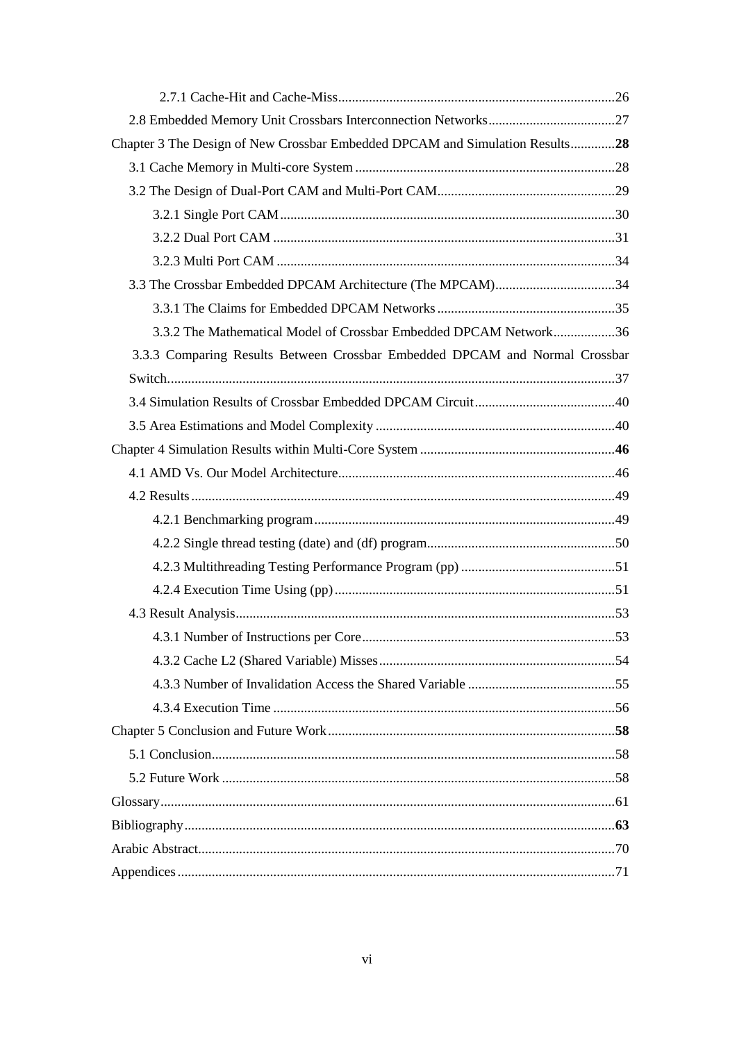2.7.1 Cache-Hit and Cache-Miss ....................................................................................26

2.8 Embedded Memory Unit Crossbars Interconnection Networks ....................................27

Chapter 3 The Design of New Crossbar Embedded DPCAM and Simulation Results ............**28**

3.1 Cache Memory in Multi-core System ...........................................................................28

3.2 The Design of Dual-Port CAM and Multi-Port CAM ...................................................29

3.2.1 Single Port CAM ......................................................................................................30

3.2.2 Dual Port CAM ........................................................................................................31

3.2.3 Multi Port CAM .......................................................................................................34

3.3 The Crossbar Embedded DPCAM Architecture (The MPCAM) ..................................34

3.3.1 The Claims for Embedded DPCAM Networks ...........................................................35

3.3.2 The Mathematical Model of Crossbar Embedded DPCAM Network ..........................36

3.3.3 Comparing Results Between Crossbar Embedded DPCAM and Normal Crossbar Switch ........................................................................................................................37

3.4 Simulation Results of Crossbar Embedded DPCAM Circuit .........................................40

3.5 Area Estimations and Model Complexity .....................................................................40

Chapter 4 Simulation Results within Multi-Core System .................................................**46**

4.1 AMD Vs. Our Model Architecture ...............................................................................46

4.2 Results .........................................................................................................................49

4.2.1 Benchmarking program ...........................................................................................49

4.2.2 Single thread testing (date) and (df) program ............................................................50

4.2.3 Multithreading Testing Performance Program (pp) ...................................................51

4.2.4 Execution Time Using (pp) .......................................................................................51

4.3 Result Analysis .............................................................................................................53

4.3.1 Number of Instructions per Core ..............................................................................53

4.3.2 Cache L2 (Shared Variable) Misses ..........................................................................54

4.3.3 Number of Invalidation Access the Shared Variable .................................................55

4.3.4 Execution Time ........................................................................................................56

Chapter 5 Conclusion and Future Work ...........................................................................**58**

5.1 Conclusion ...................................................................................................................58

5.2 Future Work ................................................................................................................58

Glossary .............................................................................................................................61

Bibliography .......................................................................................................................**63**

Arabic Abstract ...................................................................................................................70

Appendices .........................................................................................................................71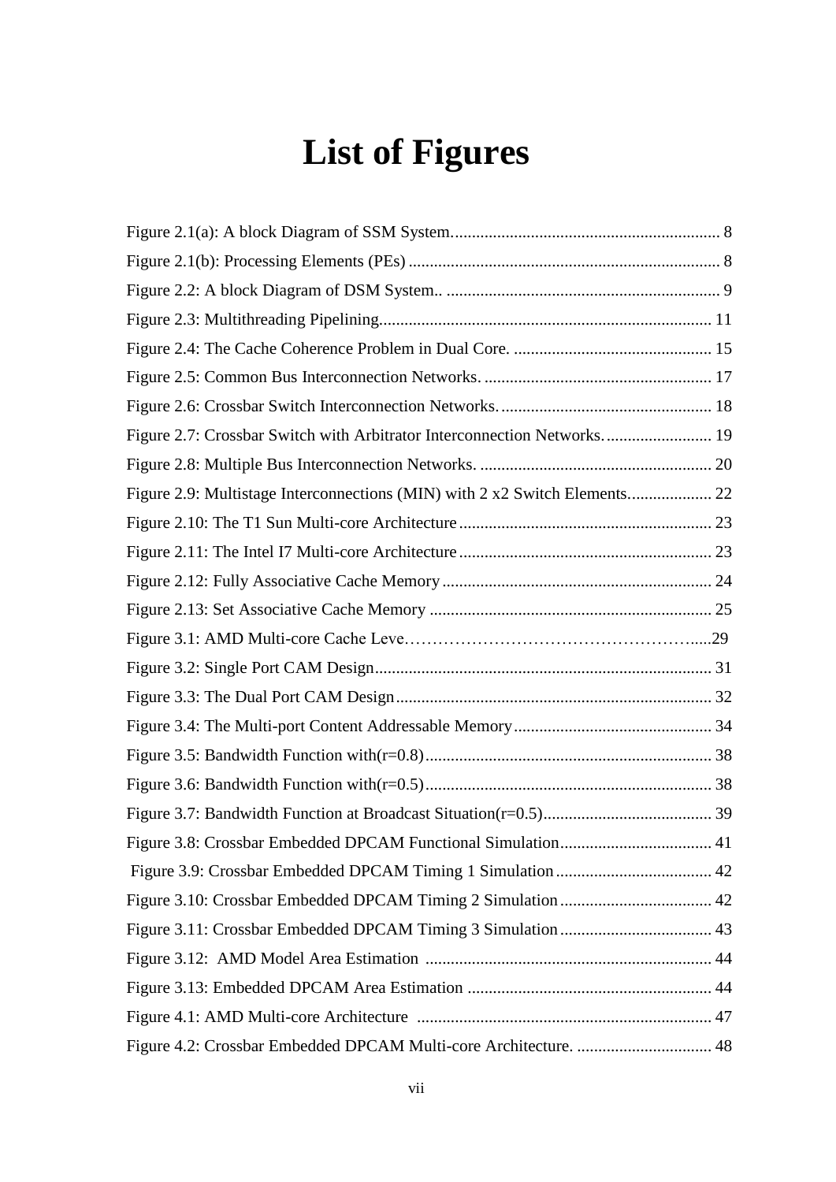# List of Figures

Figure 2.1(a): A block Diagram of SSM System. 8
Figure 2.1(b): Processing Elements (PEs) 8
Figure 2.2: A block Diagram of DSM System.. 9
Figure 2.3: Multithreading Pipelining. 11
Figure 2.4: The Cache Coherence Problem in Dual Core. 15
Figure 2.5: Common Bus Interconnection Networks. 17
Figure 2.6: Crossbar Switch Interconnection Networks. 18
Figure 2.7: Crossbar Switch with Arbitrator Interconnection Networks. 19
Figure 2.8: Multiple Bus Interconnection Networks. 20
Figure 2.9: Multistage Interconnections (MIN) with 2 x2 Switch Elements. 22
Figure 2.10: The T1 Sun Multi-core Architecture 23
Figure 2.11: The Intel I7 Multi-core Architecture 23
Figure 2.12: Fully Associative Cache Memory 24
Figure 2.13: Set Associative Cache Memory 25
Figure 3.1: AMD Multi-core Cache Leve 29
Figure 3.2: Single Port CAM Design 31
Figure 3.3: The Dual Port CAM Design 32
Figure 3.4: The Multi-port Content Addressable Memory 34
Figure 3.5: Bandwidth Function with(r=0.8) 38
Figure 3.6: Bandwidth Function with(r=0.5) 38
Figure 3.7: Bandwidth Function at Broadcast Situation(r=0.5) 39
Figure 3.8: Crossbar Embedded DPCAM Functional Simulation 41
Figure 3.9: Crossbar Embedded DPCAM Timing 1 Simulation 42
Figure 3.10: Crossbar Embedded DPCAM Timing 2 Simulation 42
Figure 3.11: Crossbar Embedded DPCAM Timing 3 Simulation 43
Figure 3.12: AMD Model Area Estimation 44
Figure 3.13: Embedded DPCAM Area Estimation 44
Figure 4.1: AMD Multi-core Architecture 47
Figure 4.2: Crossbar Embedded DPCAM Multi-core Architecture. 48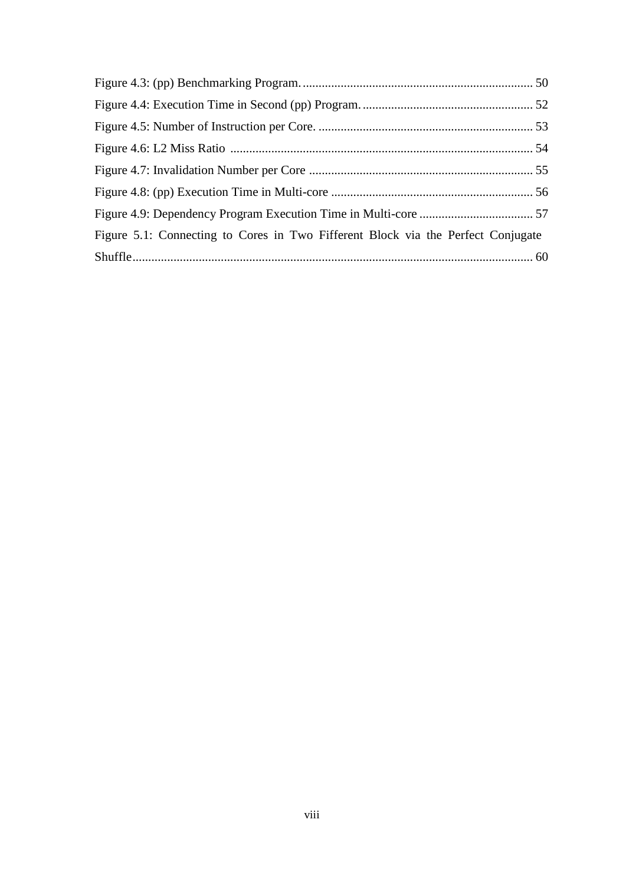Figure 4.3: (pp) Benchmarking Program. ........................................................................ 50

Figure 4.4: Execution Time in Second (pp) Program. ...................................................... 52

Figure 4.5: Number of Instruction per Core. .................................................................... 53

Figure 4.6: L2 Miss Ratio ................................................................................................ 54

Figure 4.7: Invalidation Number per Core ....................................................................... 55

Figure 4.8: (pp) Execution Time in Multi-core ................................................................ 56

Figure 4.9: Dependency Program Execution Time in Multi-core .................................... 57

Figure 5.1: Connecting to Cores in Two Fifferent Block via the Perfect Conjugate Shuffle .............................................................................................................................. 60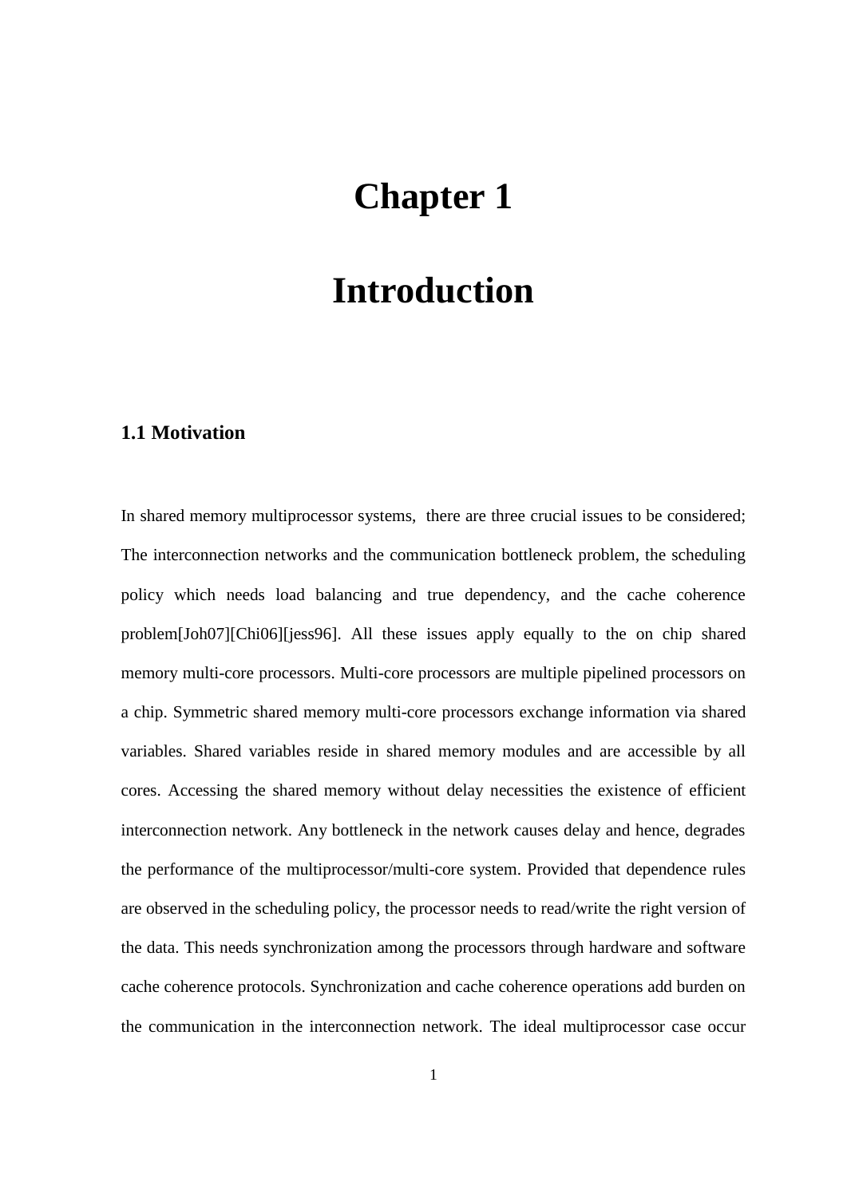# Chapter 1

# Introduction

## 1.1 Motivation

In shared memory multiprocessor systems, there are three crucial issues to be considered; The interconnection networks and the communication bottleneck problem, the scheduling policy which needs load balancing and true dependency, and the cache coherence problem[Joh07][Chi06][jess96]. All these issues apply equally to the on chip shared memory multi-core processors. Multi-core processors are multiple pipelined processors on a chip. Symmetric shared memory multi-core processors exchange information via shared variables. Shared variables reside in shared memory modules and are accessible by all cores. Accessing the shared memory without delay necessities the existence of efficient interconnection network. Any bottleneck in the network causes delay and hence, degrades the performance of the multiprocessor/multi-core system. Provided that dependence rules are observed in the scheduling policy, the processor needs to read/write the right version of the data. This needs synchronization among the processors through hardware and software cache coherence protocols. Synchronization and cache coherence operations add burden on the communication in the interconnection network. The ideal multiprocessor case occur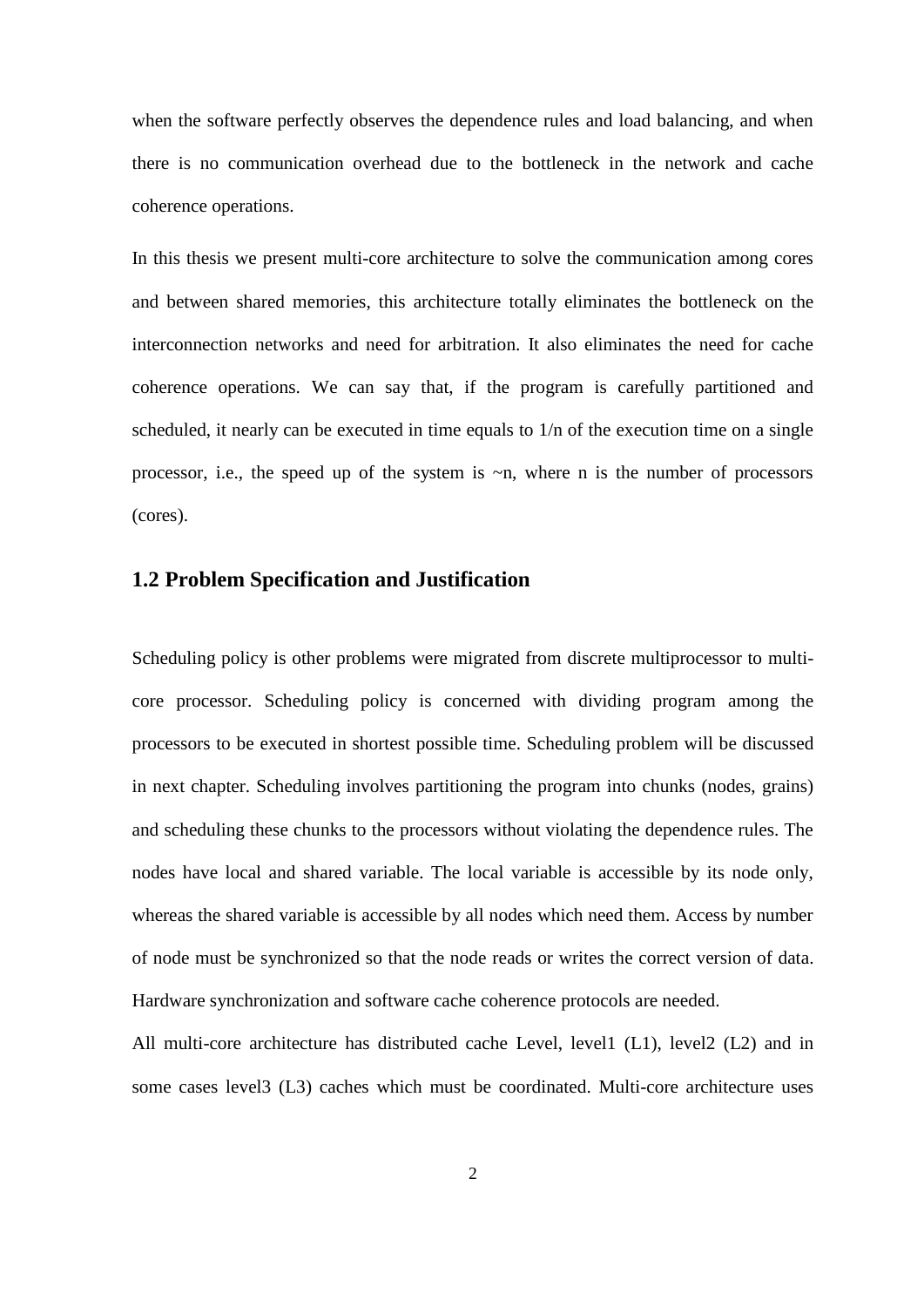when the software perfectly observes the dependence rules and load balancing, and when there is no communication overhead due to the bottleneck in the network and cache coherence operations.

In this thesis we present multi-core architecture to solve the communication among cores and between shared memories, this architecture totally eliminates the bottleneck on the interconnection networks and need for arbitration. It also eliminates the need for cache coherence operations. We can say that, if the program is carefully partitioned and scheduled, it nearly can be executed in time equals to $1/n$ of the execution time on a single processor, i.e., the speed up of the system is $\sim n$, where n is the number of processors (cores).

## 1.2 Problem Specification and Justification

Scheduling policy is other problems were migrated from discrete multiprocessor to multi-core processor. Scheduling policy is concerned with dividing program among the processors to be executed in shortest possible time. Scheduling problem will be discussed in next chapter. Scheduling involves partitioning the program into chunks (nodes, grains) and scheduling these chunks to the processors without violating the dependence rules. The nodes have local and shared variable. The local variable is accessible by its node only, whereas the shared variable is accessible by all nodes which need them. Access by number of node must be synchronized so that the node reads or writes the correct version of data. Hardware synchronization and software cache coherence protocols are needed.

All multi-core architecture has distributed cache Level, level1 (L1), level2 (L2) and in some cases level3 (L3) caches which must be coordinated. Multi-core architecture uses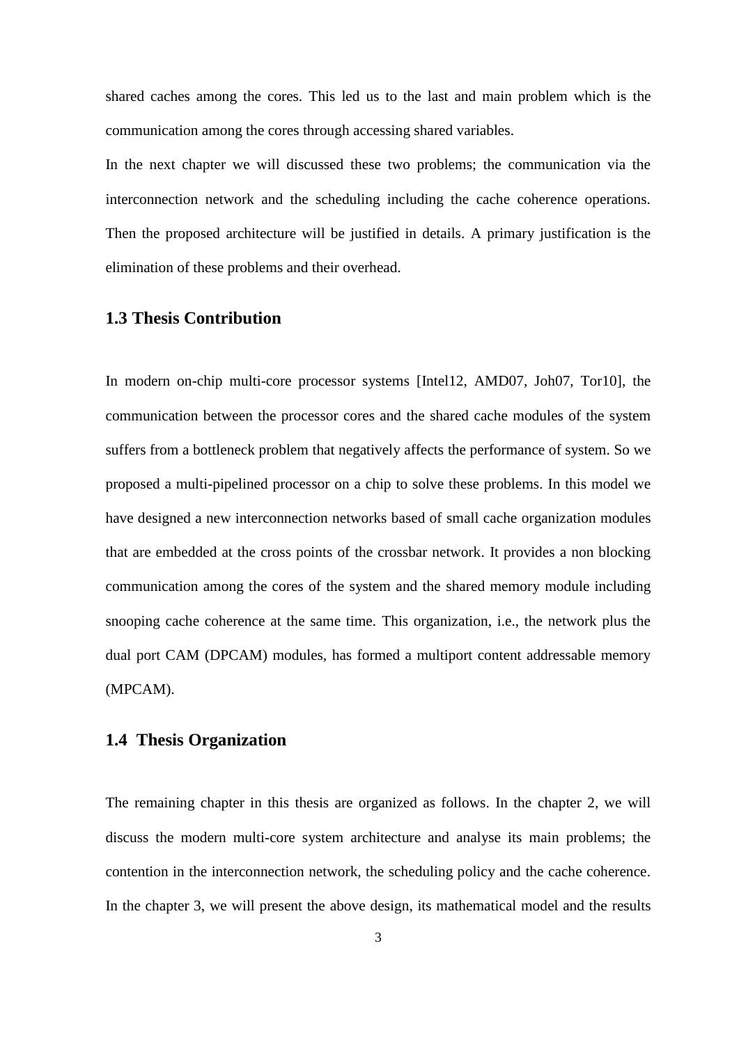shared caches among the cores. This led us to the last and main problem which is the communication among the cores through accessing shared variables.

In the next chapter we will discussed these two problems; the communication via the interconnection network and the scheduling including the cache coherence operations. Then the proposed architecture will be justified in details. A primary justification is the elimination of these problems and their overhead.

## 1.3 Thesis Contribution

In modern on-chip multi-core processor systems [Intel12, AMD07, Joh07, Tor10], the communication between the processor cores and the shared cache modules of the system suffers from a bottleneck problem that negatively affects the performance of system. So we proposed a multi-pipelined processor on a chip to solve these problems. In this model we have designed a new interconnection networks based of small cache organization modules that are embedded at the cross points of the crossbar network. It provides a non blocking communication among the cores of the system and the shared memory module including snooping cache coherence at the same time. This organization, i.e., the network plus the dual port CAM (DPCAM) modules, has formed a multiport content addressable memory (MPCAM).

## 1.4 Thesis Organization

The remaining chapter in this thesis are organized as follows. In the chapter 2, we will discuss the modern multi-core system architecture and analyse its main problems; the contention in the interconnection network, the scheduling policy and the cache coherence. In the chapter 3, we will present the above design, its mathematical model and the results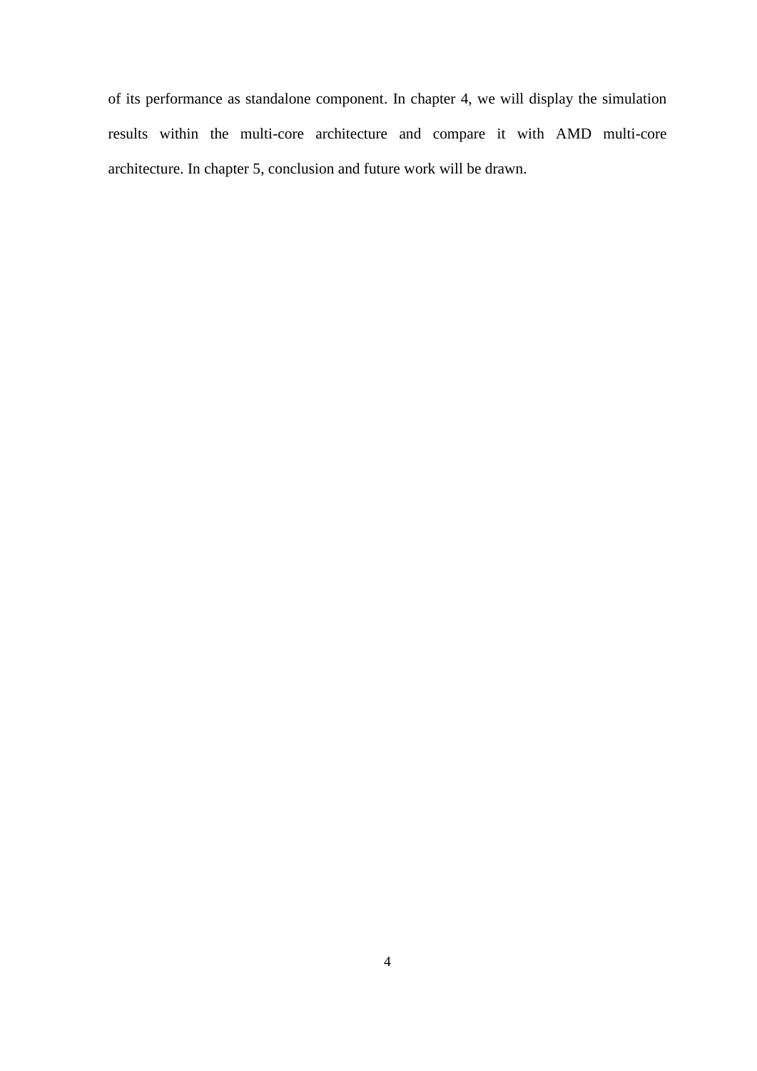of its performance as standalone component. In chapter 4, we will display the simulation results within the multi-core architecture and compare it with AMD multi-core architecture. In chapter 5, conclusion and future work will be drawn.